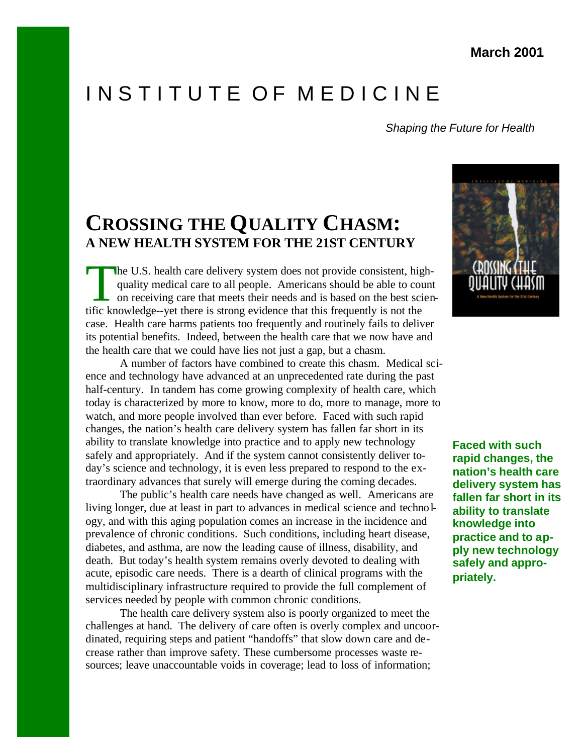March 2001

# INSTITUTE OF MEDICINE

*Shaping the Future for Health*

## CROSSING THE QUALITY CHASM: A NEW HEALTH SYSTEM FOR THE 21ST CENTURY

The U.S. health care delivery system does not provide consistent, high-quality medical care to all people. Americans should be able to count on receiving care that meets their needs and is based on the best scientific knowledge--yet there is strong evidence that this frequently is not the case. Health care harms patients too frequently and routinely fails to deliver its potential benefits. Indeed, between the health care that we now have and the health care that we could have lies not just a gap, but a chasm.

A number of factors have combined to create this chasm. Medical science and technology have advanced at an unprecedented rate during the past half-century. In tandem has come growing complexity of health care, which today is characterized by more to know, more to do, more to manage, more to watch, and more people involved than ever before. Faced with such rapid changes, the nation's health care delivery system has fallen far short in its ability to translate knowledge into practice and to apply new technology safely and appropriately. And if the system cannot consistently deliver today's science and technology, it is even less prepared to respond to the extraordinary advances that surely will emerge during the coming decades.

**Faced with such rapid changes, the nation's health care delivery system has fallen far short in its ability to translate knowledge into practice and to apply new technology safely and appropriately.**

The public's health care needs have changed as well. Americans are living longer, due at least in part to advances in medical science and technology, and with this aging population comes an increase in the incidence and prevalence of chronic conditions. Such conditions, including heart disease, diabetes, and asthma, are now the leading cause of illness, disability, and death. But today's health system remains overly devoted to dealing with acute, episodic care needs. There is a dearth of clinical programs with the multidisciplinary infrastructure required to provide the full complement of services needed by people with common chronic conditions.

The health care delivery system also is poorly organized to meet the challenges at hand. The delivery of care often is overly complex and uncoordinated, requiring steps and patient "handoffs" that slow down care and decrease rather than improve safety. These cumbersome processes waste resources; leave unaccountable voids in coverage; lead to loss of information;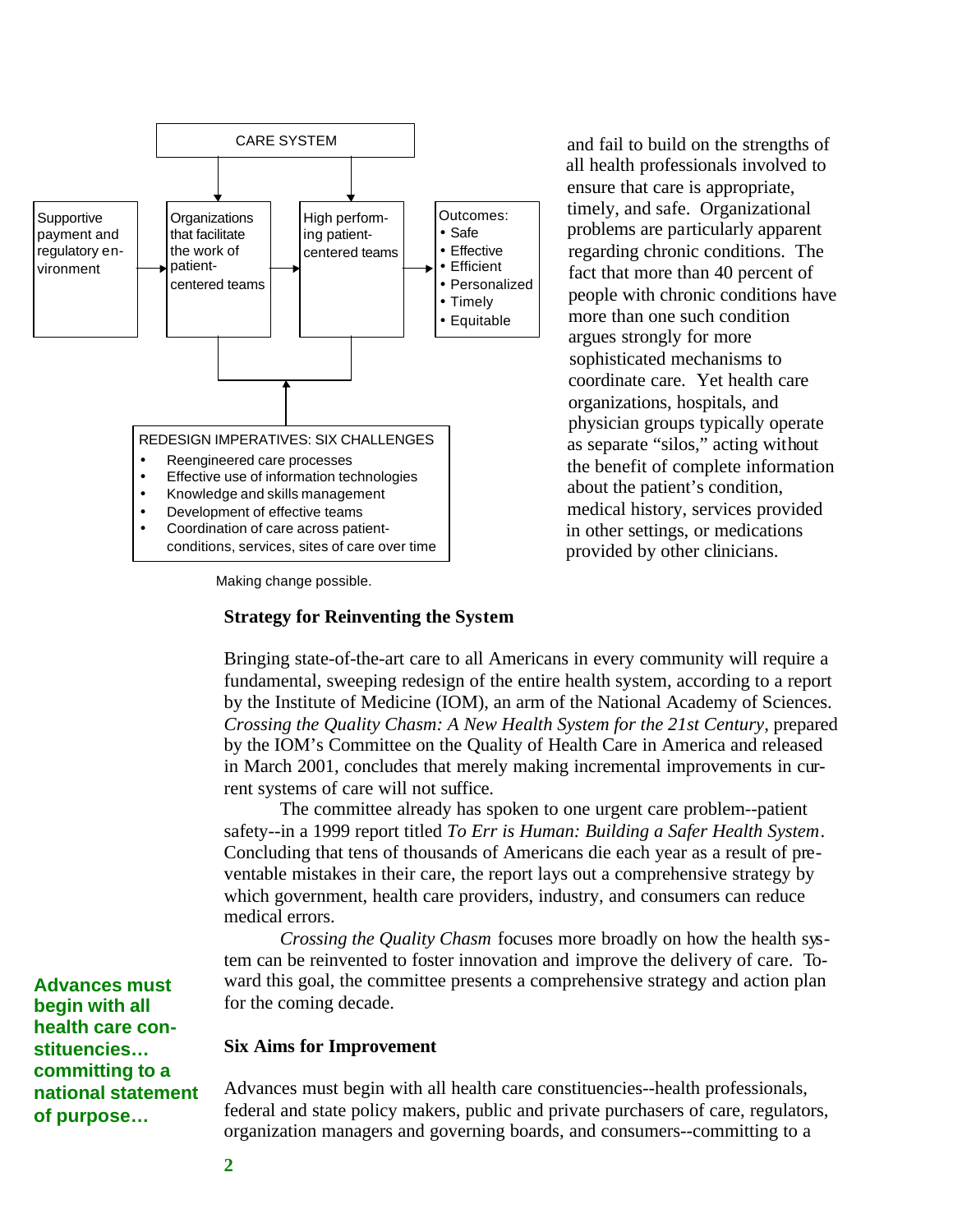CARE SYSTEM

Supportive payment and regulatory environment

Organizations that facilitate the work of patient-centered teams

High performing patient-centered teams

Outcomes:
- Safe
- Effective
- Efficient
- Personalized
- Timely
- Equitable

REDESIGN IMPERATIVES: SIX CHALLENGES
- Reengineered care processes
- Effective use of information technologies
- Knowledge and skills management
- Development of effective teams
- Coordination of care across patient-conditions, services, sites of care over time

Making change possible.

and fail to build on the strengths of all health professionals involved to ensure that care is appropriate, timely, and safe. Organizational problems are particularly apparent regarding chronic conditions. The fact that more than 40 percent of people with chronic conditions have more than one such condition argues strongly for more sophisticated mechanisms to coordinate care. Yet health care organizations, hospitals, and physician groups typically operate as separate "silos," acting without the benefit of complete information about the patient's condition, medical history, services provided in other settings, or medications provided by other clinicians.

## Strategy for Reinventing the System

Bringing state-of-the-art care to all Americans in every community will require a fundamental, sweeping redesign of the entire health system, according to a report by the Institute of Medicine (IOM), an arm of the National Academy of Sciences. *Crossing the Quality Chasm: A New Health System for the 21st Century*, prepared by the IOM's Committee on the Quality of Health Care in America and released in March 2001, concludes that merely making incremental improvements in current systems of care will not suffice.

The committee already has spoken to one urgent care problem--patient safety--in a 1999 report titled *To Err is Human: Building a Safer Health System*. Concluding that tens of thousands of Americans die each year as a result of preventable mistakes in their care, the report lays out a comprehensive strategy by which government, health care providers, industry, and consumers can reduce medical errors.

*Crossing the Quality Chasm* focuses more broadly on how the health system can be reinvented to foster innovation and improve the delivery of care. Toward this goal, the committee presents a comprehensive strategy and action plan for the coming decade.

**Advances must begin with all health care constituencies… committing to a national statement of purpose…**

## Six Aims for Improvement

Advances must begin with all health care constituencies--health professionals, federal and state policy makers, public and private purchasers of care, regulators, organization managers and governing boards, and consumers--committing to a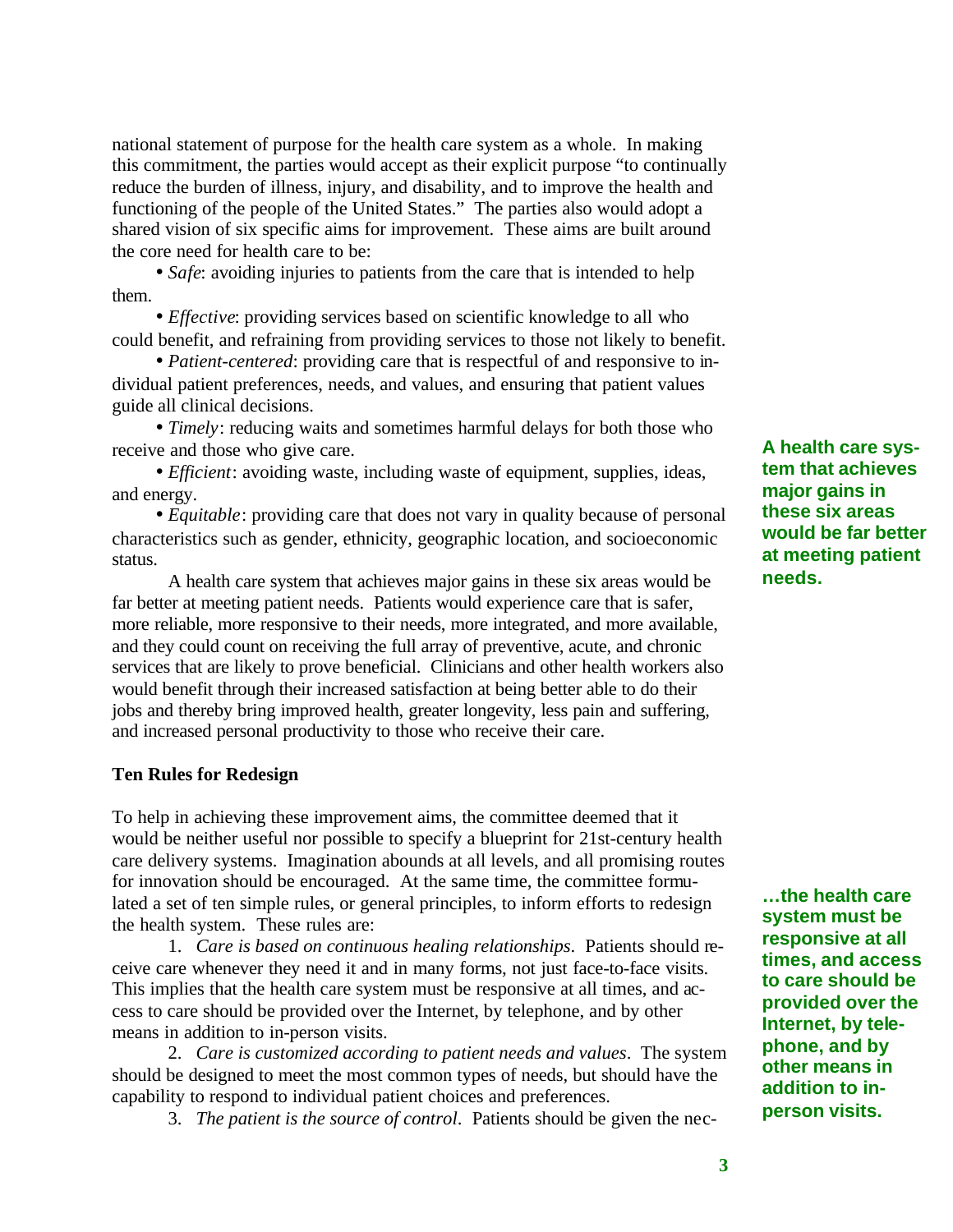national statement of purpose for the health care system as a whole. In making this commitment, the parties would accept as their explicit purpose "to continually reduce the burden of illness, injury, and disability, and to improve the health and functioning of the people of the United States." The parties also would adopt a shared vision of six specific aims for improvement. These aims are built around the core need for health care to be:

- *Safe*: avoiding injuries to patients from the care that is intended to help them.
- *Effective*: providing services based on scientific knowledge to all who could benefit, and refraining from providing services to those not likely to benefit.
- *Patient-centered*: providing care that is respectful of and responsive to individual patient preferences, needs, and values, and ensuring that patient values guide all clinical decisions.
- *Timely*: reducing waits and sometimes harmful delays for both those who receive and those who give care.
- *Efficient*: avoiding waste, including waste of equipment, supplies, ideas, and energy.
- *Equitable*: providing care that does not vary in quality because of personal characteristics such as gender, ethnicity, geographic location, and socioeconomic status.

A health care system that achieves major gains in these six areas would be far better at meeting patient needs. Patients would experience care that is safer, more reliable, more responsive to their needs, more integrated, and more available, and they could count on receiving the full array of preventive, acute, and chronic services that are likely to prove beneficial. Clinicians and other health workers also would benefit through their increased satisfaction at being better able to do their jobs and thereby bring improved health, greater longevity, less pain and suffering, and increased personal productivity to those who receive their care.

**A health care system that achieves major gains in these six areas would be far better at meeting patient needs.**

### Ten Rules for Redesign

To help in achieving these improvement aims, the committee deemed that it would be neither useful nor possible to specify a blueprint for 21st-century health care delivery systems. Imagination abounds at all levels, and all promising routes for innovation should be encouraged. At the same time, the committee formulated a set of ten simple rules, or general principles, to inform efforts to redesign the health system. These rules are:

1. *Care is based on continuous healing relationships*. Patients should receive care whenever they need it and in many forms, not just face-to-face visits. This implies that the health care system must be responsive at all times, and access to care should be provided over the Internet, by telephone, and by other means in addition to in-person visits.
2. *Care is customized according to patient needs and values*. The system should be designed to meet the most common types of needs, but should have the capability to respond to individual patient choices and preferences.
3. *The patient is the source of control*. Patients should be given the nec-

**…the health care system must be responsive at all times, and access to care should be provided over the Internet, by telephone, and by other means in addition to in-person visits.**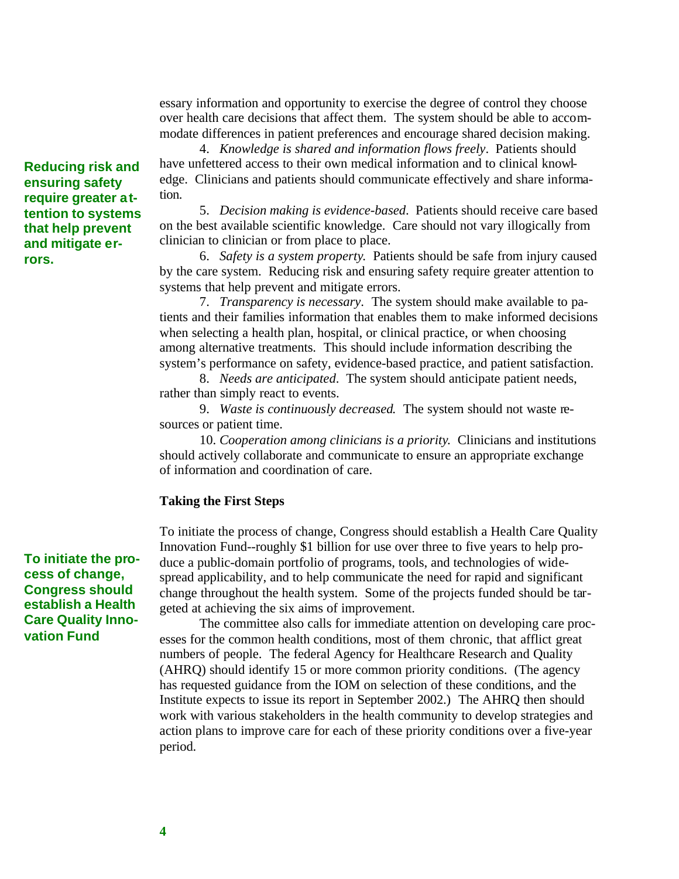essary information and opportunity to exercise the degree of control they choose over health care decisions that affect them. The system should be able to accommodate differences in patient preferences and encourage shared decision making.

4. *Knowledge is shared and information flows freely*. Patients should have unfettered access to their own medical information and to clinical knowledge. Clinicians and patients should communicate effectively and share information.

5. *Decision making is evidence-based*. Patients should receive care based on the best available scientific knowledge. Care should not vary illogically from clinician to clinician or from place to place.

**Reducing risk and ensuring safety require greater attention to systems that help prevent and mitigate errors.**

6. *Safety is a system property*. Patients should be safe from injury caused by the care system. Reducing risk and ensuring safety require greater attention to systems that help prevent and mitigate errors.

7. *Transparency is necessary*. The system should make available to patients and their families information that enables them to make informed decisions when selecting a health plan, hospital, or clinical practice, or when choosing among alternative treatments. This should include information describing the system's performance on safety, evidence-based practice, and patient satisfaction.

8. *Needs are anticipated*. The system should anticipate patient needs, rather than simply react to events.

9. *Waste is continuously decreased*. The system should not waste resources or patient time.

10. *Cooperation among clinicians is a priority*. Clinicians and institutions should actively collaborate and communicate to ensure an appropriate exchange of information and coordination of care.

## Taking the First Steps

**To initiate the process of change, Congress should establish a Health Care Quality Innovation Fund**

To initiate the process of change, Congress should establish a Health Care Quality Innovation Fund--roughly $1 billion for use over three to five years to help produce a public-domain portfolio of programs, tools, and technologies of widespread applicability, and to help communicate the need for rapid and significant change throughout the health system. Some of the projects funded should be targeted at achieving the six aims of improvement.

The committee also calls for immediate attention on developing care processes for the common health conditions, most of them chronic, that afflict great numbers of people. The federal Agency for Healthcare Research and Quality (AHRQ) should identify 15 or more common priority conditions. (The agency has requested guidance from the IOM on selection of these conditions, and the Institute expects to issue its report in September 2002.) The AHRQ then should work with various stakeholders in the health community to develop strategies and action plans to improve care for each of these priority conditions over a five-year period.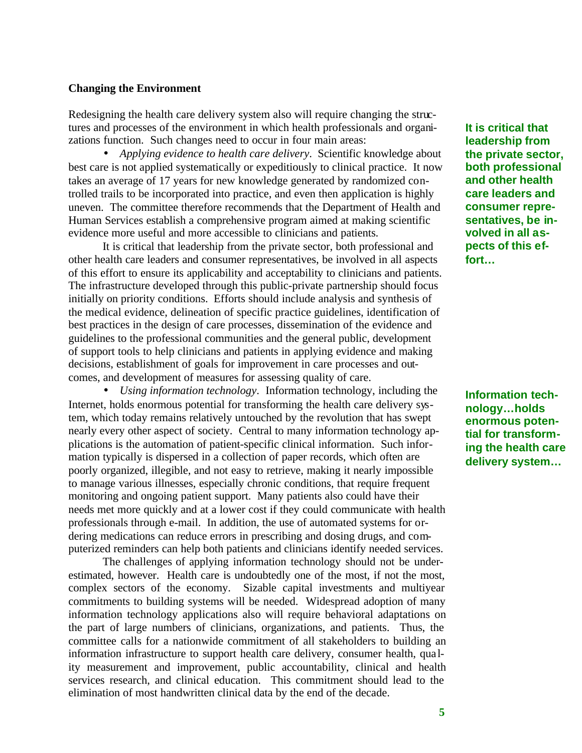**Changing the Environment**

Redesigning the health care delivery system also will require changing the structures and processes of the environment in which health professionals and organizations function. Such changes need to occur in four main areas:

- *Applying evidence to health care delivery*. Scientific knowledge about best care is not applied systematically or expeditiously to clinical practice. It now takes an average of 17 years for new knowledge generated by randomized controlled trails to be incorporated into practice, and even then application is highly uneven. The committee therefore recommends that the Department of Health and Human Services establish a comprehensive program aimed at making scientific evidence more useful and more accessible to clinicians and patients.

  It is critical that leadership from the private sector, both professional and other health care leaders and consumer representatives, be involved in all aspects of this effort to ensure its applicability and acceptability to clinicians and patients. The infrastructure developed through this public-private partnership should focus initially on priority conditions. Efforts should include analysis and synthesis of the medical evidence, delineation of specific practice guidelines, identification of best practices in the design of care processes, dissemination of the evidence and guidelines to the professional communities and the general public, development of support tools to help clinicians and patients in applying evidence and making decisions, establishment of goals for improvement in care processes and outcomes, and development of measures for assessing quality of care.

**It is critical that leadership from the private sector, both professional and other health care leaders and consumer representatives, be involved in all aspects of this effort…**

- *Using information technology*. Information technology, including the Internet, holds enormous potential for transforming the health care delivery system, which today remains relatively untouched by the revolution that has swept nearly every other aspect of society. Central to many information technology applications is the automation of patient-specific clinical information. Such information typically is dispersed in a collection of paper records, which often are poorly organized, illegible, and not easy to retrieve, making it nearly impossible to manage various illnesses, especially chronic conditions, that require frequent monitoring and ongoing patient support. Many patients also could have their needs met more quickly and at a lower cost if they could communicate with health professionals through e-mail. In addition, the use of automated systems for ordering medications can reduce errors in prescribing and dosing drugs, and computerized reminders can help both patients and clinicians identify needed services.

  The challenges of applying information technology should not be underestimated, however. Health care is undoubtedly one of the most, if not the most, complex sectors of the economy. Sizable capital investments and multiyear commitments to building systems will be needed. Widespread adoption of many information technology applications also will require behavioral adaptations on the part of large numbers of clinicians, organizations, and patients. Thus, the committee calls for a nationwide commitment of all stakeholders to building an information infrastructure to support health care delivery, consumer health, quality measurement and improvement, public accountability, clinical and health services research, and clinical education. This commitment should lead to the elimination of most handwritten clinical data by the end of the decade.

**Information technology…holds enormous potential for transforming the health care delivery system…**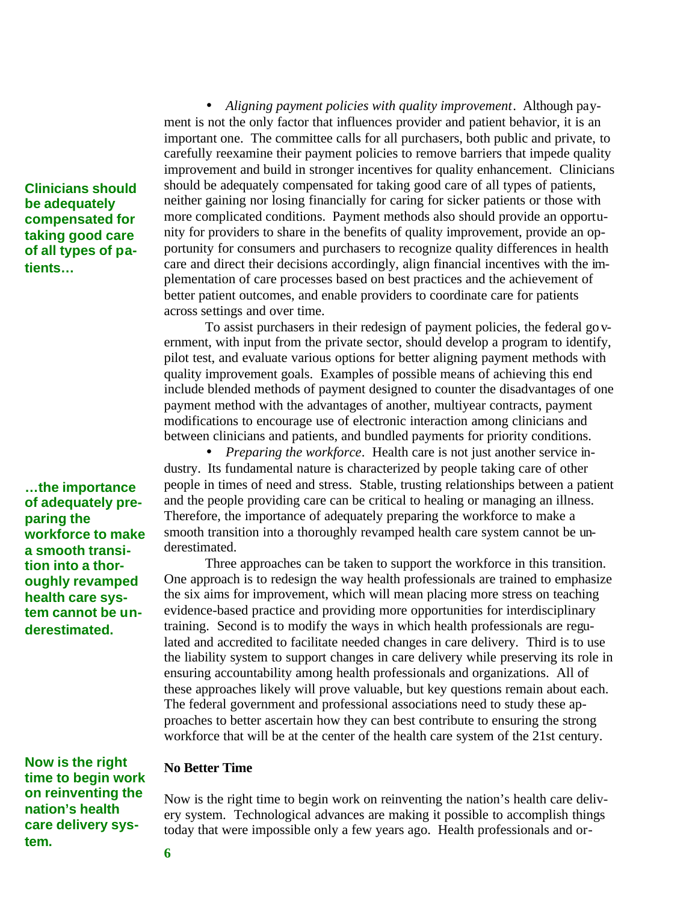- *Aligning payment policies with quality improvement*. Although payment is not the only factor that influences provider and patient behavior, it is an important one. The committee calls for all purchasers, both public and private, to carefully reexamine their payment policies to remove barriers that impede quality improvement and build in stronger incentives for quality enhancement. Clinicians should be adequately compensated for taking good care of all types of patients, neither gaining nor losing financially for caring for sicker patients or those with more complicated conditions. Payment methods also should provide an opportunity for providers to share in the benefits of quality improvement, provide an opportunity for consumers and purchasers to recognize quality differences in health care and direct their decisions accordingly, align financial incentives with the implementation of care processes based on best practices and the achievement of better patient outcomes, and enable providers to coordinate care for patients across settings and over time.

**Clinicians should be adequately compensated for taking good care of all types of patients…**

To assist purchasers in their redesign of payment policies, the federal government, with input from the private sector, should develop a program to identify, pilot test, and evaluate various options for better aligning payment methods with quality improvement goals. Examples of possible means of achieving this end include blended methods of payment designed to counter the disadvantages of one payment method with the advantages of another, multiyear contracts, payment modifications to encourage use of electronic interaction among clinicians and between clinicians and patients, and bundled payments for priority conditions.

- *Preparing the workforce*. Health care is not just another service industry. Its fundamental nature is characterized by people taking care of other people in times of need and stress. Stable, trusting relationships between a patient and the people providing care can be critical to healing or managing an illness. Therefore, the importance of adequately preparing the workforce to make a smooth transition into a thoroughly revamped health care system cannot be underestimated.

**…the importance of adequately preparing the workforce to make a smooth transition into a thoroughly revamped health care system cannot be underestimated.**

Three approaches can be taken to support the workforce in this transition. One approach is to redesign the way health professionals are trained to emphasize the six aims for improvement, which will mean placing more stress on teaching evidence-based practice and providing more opportunities for interdisciplinary training. Second is to modify the ways in which health professionals are regulated and accredited to facilitate needed changes in care delivery. Third is to use the liability system to support changes in care delivery while preserving its role in ensuring accountability among health professionals and organizations. All of these approaches likely will prove valuable, but key questions remain about each. The federal government and professional associations need to study these approaches to better ascertain how they can best contribute to ensuring the strong workforce that will be at the center of the health care system of the 21st century.

**No Better Time**

**Now is the right time to begin work on reinventing the nation's health care delivery system.**

Now is the right time to begin work on reinventing the nation's health care delivery system. Technological advances are making it possible to accomplish things today that were impossible only a few years ago. Health professionals and or-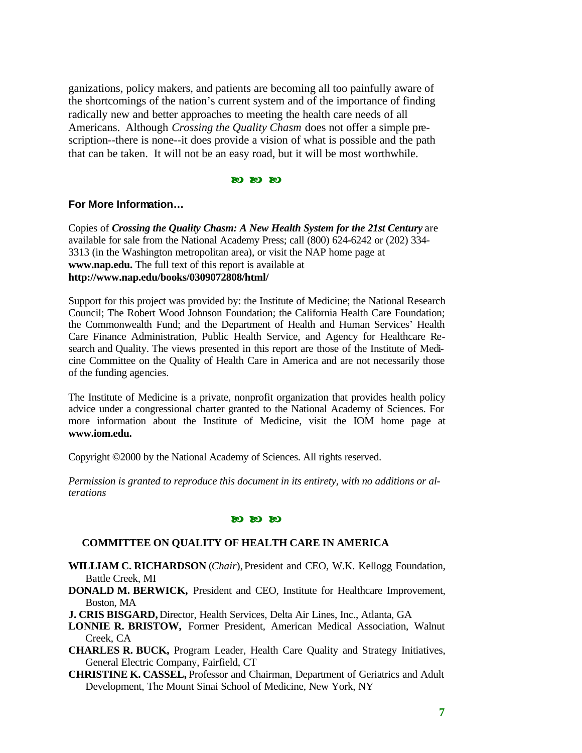ganizations, policy makers, and patients are becoming all too painfully aware of the shortcomings of the nation's current system and of the importance of finding radically new and better approaches to meeting the health care needs of all Americans. Although *Crossing the Quality Chasm* does not offer a simple prescription--there is none--it does provide a vision of what is possible and the path that can be taken. It will not be an easy road, but it will be most worthwhile.

ꙮ ꙮ ꙮ

### For More Information…

Copies of ***Crossing the Quality Chasm: A New Health System for the 21st Century*** are available for sale from the National Academy Press; call (800) 624-6242 or (202) 334-3313 (in the Washington metropolitan area), or visit the NAP home page at **www.nap.edu.** The full text of this report is available at **http://www.nap.edu/books/0309072808/html/**

Support for this project was provided by: the Institute of Medicine; the National Research Council; The Robert Wood Johnson Foundation; the California Health Care Foundation; the Commonwealth Fund; and the Department of Health and Human Services' Health Care Finance Administration, Public Health Service, and Agency for Healthcare Research and Quality. The views presented in this report are those of the Institute of Medicine Committee on the Quality of Health Care in America and are not necessarily those of the funding agencies.

The Institute of Medicine is a private, nonprofit organization that provides health policy advice under a congressional charter granted to the National Academy of Sciences. For more information about the Institute of Medicine, visit the IOM home page at **www.iom.edu.**

Copyright ©2000 by the National Academy of Sciences. All rights reserved.

*Permission is granted to reproduce this document in its entirety, with no additions or alterations*

ꙮ ꙮ ꙮ

### COMMITTEE ON QUALITY OF HEALTH CARE IN AMERICA

**WILLIAM C. RICHARDSON** (*Chair*), President and CEO, W.K. Kellogg Foundation, Battle Creek, MI

**DONALD M. BERWICK,** President and CEO, Institute for Healthcare Improvement, Boston, MA

**J. CRIS BISGARD,** Director, Health Services, Delta Air Lines, Inc., Atlanta, GA

**LONNIE R. BRISTOW,** Former President, American Medical Association, Walnut Creek, CA

**CHARLES R. BUCK,** Program Leader, Health Care Quality and Strategy Initiatives, General Electric Company, Fairfield, CT

**CHRISTINE K. CASSEL,** Professor and Chairman, Department of Geriatrics and Adult Development, The Mount Sinai School of Medicine, New York, NY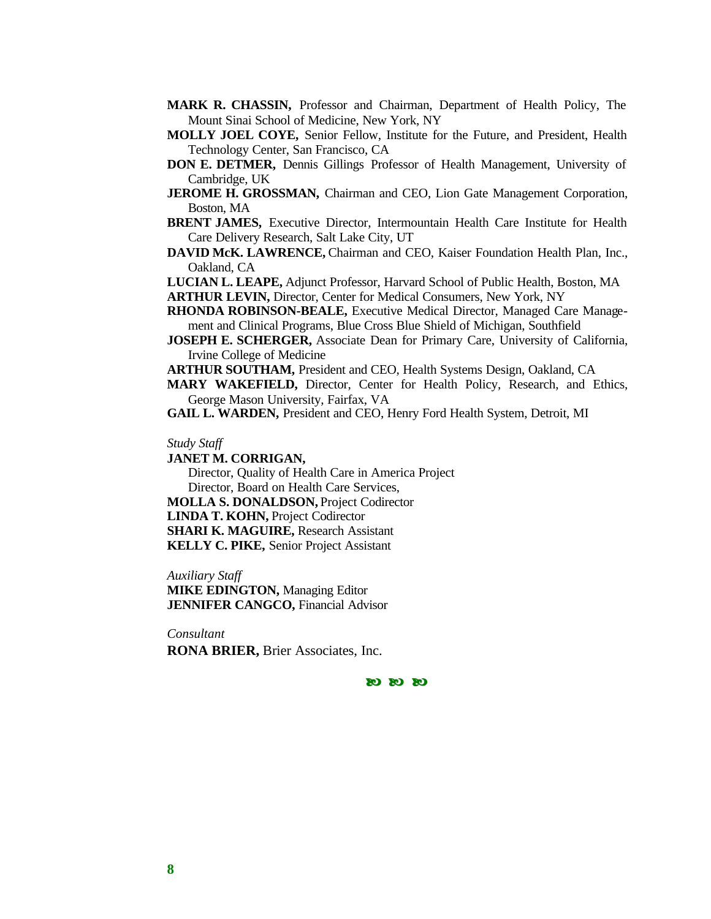**MARK R. CHASSIN,** Professor and Chairman, Department of Health Policy, The Mount Sinai School of Medicine, New York, NY

**MOLLY JOEL COYE,** Senior Fellow, Institute for the Future, and President, Health Technology Center, San Francisco, CA

**DON E. DETMER,** Dennis Gillings Professor of Health Management, University of Cambridge, UK

**JEROME H. GROSSMAN,** Chairman and CEO, Lion Gate Management Corporation, Boston, MA

**BRENT JAMES,** Executive Director, Intermountain Health Care Institute for Health Care Delivery Research, Salt Lake City, UT

**DAVID McK. LAWRENCE,** Chairman and CEO, Kaiser Foundation Health Plan, Inc., Oakland, CA

**LUCIAN L. LEAPE,** Adjunct Professor, Harvard School of Public Health, Boston, MA

**ARTHUR LEVIN,** Director, Center for Medical Consumers, New York, NY

**RHONDA ROBINSON-BEALE,** Executive Medical Director, Managed Care Management and Clinical Programs, Blue Cross Blue Shield of Michigan, Southfield

**JOSEPH E. SCHERGER,** Associate Dean for Primary Care, University of California, Irvine College of Medicine

**ARTHUR SOUTHAM,** President and CEO, Health Systems Design, Oakland, CA

**MARY WAKEFIELD,** Director, Center for Health Policy, Research, and Ethics, George Mason University, Fairfax, VA

**GAIL L. WARDEN,** President and CEO, Henry Ford Health System, Detroit, MI

*Study Staff*

**JANET M. CORRIGAN,**
Director, Quality of Health Care in America Project
Director, Board on Health Care Services,

**MOLLA S. DONALDSON,** Project Codirector

**LINDA T. KOHN,** Project Codirector

**SHARI K. MAGUIRE,** Research Assistant

**KELLY C. PIKE,** Senior Project Assistant

*Auxiliary Staff*

**MIKE EDINGTON,** Managing Editor

**JENNIFER CANGCO,** Financial Advisor

*Consultant*

**RONA BRIER,** Brier Associates, Inc.